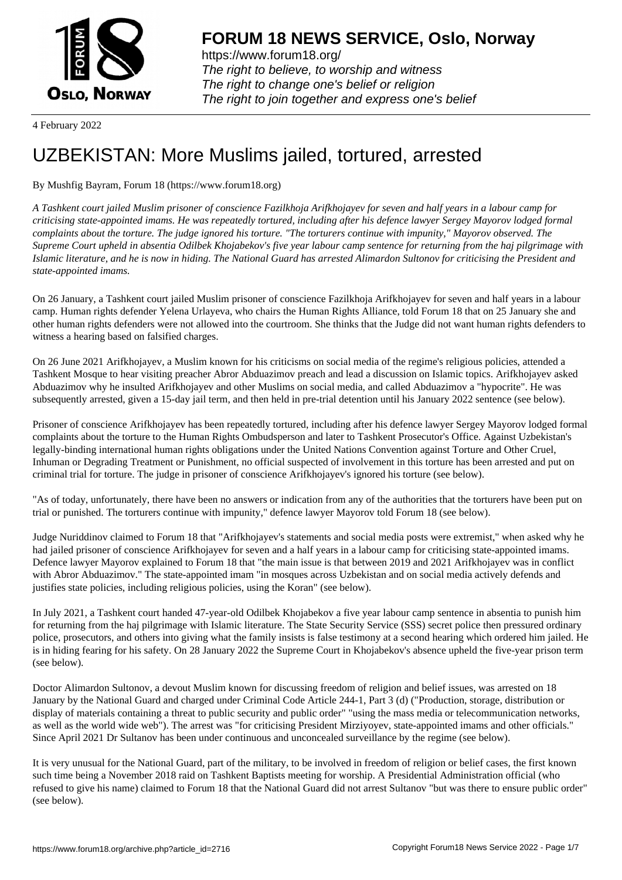# FORUM 18 NEWS SERVICE, Oslo, Norway

https://www.forum18.org/
*The right to believe, to worship and witness*
*The right to change one's belief or religion*
*The right to join together and express one's belief*

4 February 2022

# UZBEKISTAN: More Muslims jailed, tortured, arrested

By Mushfig Bayram, Forum 18 (https://www.forum18.org)

*A Tashkent court jailed Muslim prisoner of conscience Fazilkhoja Arifkhojayev for seven and half years in a labour camp for criticising state-appointed imams. He was repeatedly tortured, including after his defence lawyer Sergey Mayorov lodged formal complaints about the torture. The judge ignored his torture. "The torturers continue with impunity," Mayorov observed. The Supreme Court upheld in absentia Odilbek Khojabekov's five year labour camp sentence for returning from the haj pilgrimage with Islamic literature, and he is now in hiding. The National Guard has arrested Alimardon Sultonov for criticising the President and state-appointed imams.*

On 26 January, a Tashkent court jailed Muslim prisoner of conscience Fazilkhoja Arifkhojayev for seven and half years in a labour camp. Human rights defender Yelena Urlayeva, who chairs the Human Rights Alliance, told Forum 18 that on 25 January she and other human rights defenders were not allowed into the courtroom. She thinks that the Judge did not want human rights defenders to witness a hearing based on falsified charges.

On 26 June 2021 Arifkhojayev, a Muslim known for his criticisms on social media of the regime's religious policies, attended a Tashkent Mosque to hear visiting preacher Abror Abduazimov preach and lead a discussion on Islamic topics. Arifkhojayev asked Abduazimov why he insulted Arifkhojayev and other Muslims on social media, and called Abduazimov a "hypocrite". He was subsequently arrested, given a 15-day jail term, and then held in pre-trial detention until his January 2022 sentence (see below).

Prisoner of conscience Arifkhojayev has been repeatedly tortured, including after his defence lawyer Sergey Mayorov lodged formal complaints about the torture to the Human Rights Ombudsperson and later to Tashkent Prosecutor's Office. Against Uzbekistan's legally-binding international human rights obligations under the United Nations Convention against Torture and Other Cruel, Inhuman or Degrading Treatment or Punishment, no official suspected of involvement in this torture has been arrested and put on criminal trial for torture. The judge in prisoner of conscience Arifkhojayev's ignored his torture (see below).

"As of today, unfortunately, there have been no answers or indication from any of the authorities that the torturers have been put on trial or punished. The torturers continue with impunity," defence lawyer Mayorov told Forum 18 (see below).

Judge Nuriddinov claimed to Forum 18 that "Arifkhojayev's statements and social media posts were extremist," when asked why he had jailed prisoner of conscience Arifkhojayev for seven and a half years in a labour camp for criticising state-appointed imams. Defence lawyer Mayorov explained to Forum 18 that "the main issue is that between 2019 and 2021 Arifkhojayev was in conflict with Abror Abduazimov." The state-appointed imam "in mosques across Uzbekistan and on social media actively defends and justifies state policies, including religious policies, using the Koran" (see below).

In July 2021, a Tashkent court handed 47-year-old Odilbek Khojabekov a five year labour camp sentence in absentia to punish him for returning from the haj pilgrimage with Islamic literature. The State Security Service (SSS) secret police then pressured ordinary police, prosecutors, and others into giving what the family insists is false testimony at a second hearing which ordered him jailed. He is in hiding fearing for his safety. On 28 January 2022 the Supreme Court in Khojabekov's absence upheld the five-year prison term (see below).

Doctor Alimardon Sultonov, a devout Muslim known for discussing freedom of religion and belief issues, was arrested on 18 January by the National Guard and charged under Criminal Code Article 244-1, Part 3 (d) ("Production, storage, distribution or display of materials containing a threat to public security and public order" "using the mass media or telecommunication networks, as well as the world wide web"). The arrest was "for criticising President Mirziyoyev, state-appointed imams and other officials." Since April 2021 Dr Sultonov has been under continuous and unconcealed surveillance by the regime (see below).

It is very unusual for the National Guard, part of the military, to be involved in freedom of religion or belief cases, the first known such time being a November 2018 raid on Tashkent Baptists meeting for worship. A Presidential Administration official (who refused to give his name) claimed to Forum 18 that the National Guard did not arrest Sultonov "but was there to ensure public order" (see below).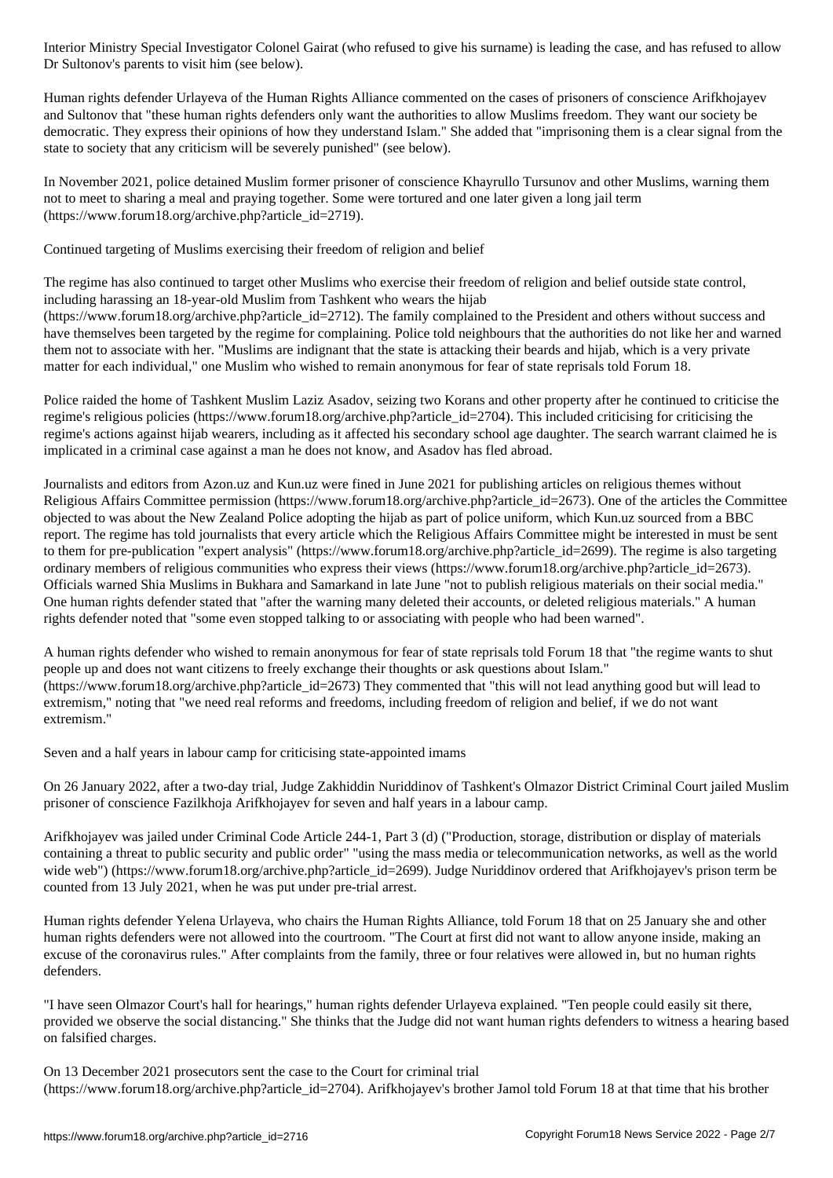Interior Ministry Special Investigator Colonel Gairat (who refused to give his surname) is leading the case, and has refused to allow Dr Sultonov's parents to visit him (see below).

Human rights defender Urlayeva of the Human Rights Alliance commented on the cases of prisoners of conscience Arifkhojayev and Sultonov that "these human rights defenders only want the authorities to allow Muslims freedom. They want our society be democratic. They express their opinions of how they understand Islam." She added that "imprisoning them is a clear signal from the state to society that any criticism will be severely punished" (see below).

In November 2021, police detained Muslim former prisoner of conscience Khayrullo Tursunov and other Muslims, warning them not to meet to sharing a meal and praying together. Some were tortured and one later given a long jail term (https://www.forum18.org/archive.php?article_id=2719).

## Continued targeting of Muslims exercising their freedom of religion and belief

The regime has also continued to target other Muslims who exercise their freedom of religion and belief outside state control, including harassing an 18-year-old Muslim from Tashkent who wears the hijab (https://www.forum18.org/archive.php?article_id=2712). The family complained to the President and others without success and have themselves been targeted by the regime for complaining. Police told neighbours that the authorities do not like her and warned them not to associate with her. "Muslims are indignant that the state is attacking their beards and hijab, which is a very private matter for each individual," one Muslim who wished to remain anonymous for fear of state reprisals told Forum 18.

Police raided the home of Tashkent Muslim Laziz Asadov, seizing two Korans and other property after he continued to criticise the regime's religious policies (https://www.forum18.org/archive.php?article_id=2704). This included criticising for criticising the regime's actions against hijab wearers, including as it affected his secondary school age daughter. The search warrant claimed he is implicated in a criminal case against a man he does not know, and Asadov has fled abroad.

Journalists and editors from Azon.uz and Kun.uz were fined in June 2021 for publishing articles on religious themes without Religious Affairs Committee permission (https://www.forum18.org/archive.php?article_id=2673). One of the articles the Committee objected to was about the New Zealand Police adopting the hijab as part of police uniform, which Kun.uz sourced from a BBC report. The regime has told journalists that every article which the Religious Affairs Committee might be interested in must be sent to them for pre-publication "expert analysis" (https://www.forum18.org/archive.php?article_id=2699). The regime is also targeting ordinary members of religious communities who express their views (https://www.forum18.org/archive.php?article_id=2673). Officials warned Shia Muslims in Bukhara and Samarkand in late June "not to publish religious materials on their social media." One human rights defender stated that "after the warning many deleted their accounts, or deleted religious materials." A human rights defender noted that "some even stopped talking to or associating with people who had been warned".

A human rights defender who wished to remain anonymous for fear of state reprisals told Forum 18 that "the regime wants to shut people up and does not want citizens to freely exchange their thoughts or ask questions about Islam." (https://www.forum18.org/archive.php?article_id=2673) They commented that "this will not lead anything good but will lead to extremism," noting that "we need real reforms and freedoms, including freedom of religion and belief, if we do not want extremism."

## Seven and a half years in labour camp for criticising state-appointed imams

On 26 January 2022, after a two-day trial, Judge Zakhiddin Nuriddinov of Tashkent's Olmazor District Criminal Court jailed Muslim prisoner of conscience Fazilkhoja Arifkhojayev for seven and half years in a labour camp.

Arifkhojayev was jailed under Criminal Code Article 244-1, Part 3 (d) ("Production, storage, distribution or display of materials containing a threat to public security and public order" "using the mass media or telecommunication networks, as well as the world wide web") (https://www.forum18.org/archive.php?article_id=2699). Judge Nuriddinov ordered that Arifkhojayev's prison term be counted from 13 July 2021, when he was put under pre-trial arrest.

Human rights defender Yelena Urlayeva, who chairs the Human Rights Alliance, told Forum 18 that on 25 January she and other human rights defenders were not allowed into the courtroom. "The Court at first did not want to allow anyone inside, making an excuse of the coronavirus rules." After complaints from the family, three or four relatives were allowed in, but no human rights defenders.

"I have seen Olmazor Court's hall for hearings," human rights defender Urlayeva explained. "Ten people could easily sit there, provided we observe the social distancing." She thinks that the Judge did not want human rights defenders to witness a hearing based on falsified charges.

On 13 December 2021 prosecutors sent the case to the Court for criminal trial (https://www.forum18.org/archive.php?article_id=2704). Arifkhojayev's brother Jamol told Forum 18 at that time that his brother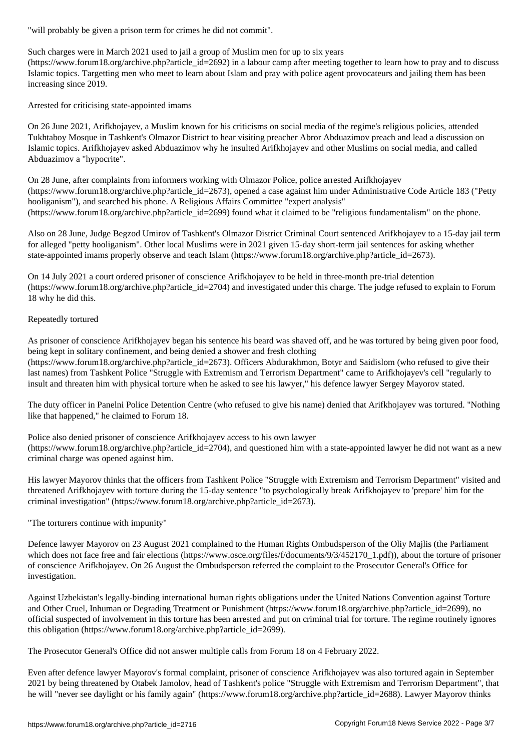"will probably be given a prison term for crimes he did not commit".

Such charges were in March 2021 used to jail a group of Muslim men for up to six years (https://www.forum18.org/archive.php?article_id=2692) in a labour camp after meeting together to learn how to pray and to discuss Islamic topics. Targetting men who meet to learn about Islam and pray with police agent provocateurs and jailing them has been increasing since 2019.

## Arrested for criticising state-appointed imams

On 26 June 2021, Arifkhojayev, a Muslim known for his criticisms on social media of the regime's religious policies, attended Tukhtaboy Mosque in Tashkent's Olmazor District to hear visiting preacher Abror Abduazimov preach and lead a discussion on Islamic topics. Arifkhojayev asked Abduazimov why he insulted Arifkhojayev and other Muslims on social media, and called Abduazimov a "hypocrite".

On 28 June, after complaints from informers working with Olmazor Police, police arrested Arifkhojayev (https://www.forum18.org/archive.php?article_id=2673), opened a case against him under Administrative Code Article 183 ("Petty hooliganism"), and searched his phone. A Religious Affairs Committee "expert analysis" (https://www.forum18.org/archive.php?article_id=2699) found what it claimed to be "religious fundamentalism" on the phone.

Also on 28 June, Judge Begzod Umirov of Tashkent's Olmazor District Criminal Court sentenced Arifkhojayev to a 15-day jail term for alleged "petty hooliganism". Other local Muslims were in 2021 given 15-day short-term jail sentences for asking whether state-appointed imams properly observe and teach Islam (https://www.forum18.org/archive.php?article_id=2673).

On 14 July 2021 a court ordered prisoner of conscience Arifkhojayev to be held in three-month pre-trial detention (https://www.forum18.org/archive.php?article_id=2704) and investigated under this charge. The judge refused to explain to Forum 18 why he did this.

## Repeatedly tortured

As prisoner of conscience Arifkhojayev began his sentence his beard was shaved off, and he was tortured by being given poor food, being kept in solitary confinement, and being denied a shower and fresh clothing (https://www.forum18.org/archive.php?article_id=2673). Officers Abdurakhmon, Botyr and Saidislom (who refused to give their last names) from Tashkent Police "Struggle with Extremism and Terrorism Department" came to Arifkhojayev's cell "regularly to insult and threaten him with physical torture when he asked to see his lawyer," his defence lawyer Sergey Mayorov stated.

The duty officer in Panelni Police Detention Centre (who refused to give his name) denied that Arifkhojayev was tortured. "Nothing like that happened," he claimed to Forum 18.

Police also denied prisoner of conscience Arifkhojayev access to his own lawyer (https://www.forum18.org/archive.php?article_id=2704), and questioned him with a state-appointed lawyer he did not want as a new criminal charge was opened against him.

His lawyer Mayorov thinks that the officers from Tashkent Police "Struggle with Extremism and Terrorism Department" visited and threatened Arifkhojayev with torture during the 15-day sentence "to psychologically break Arifkhojayev to 'prepare' him for the criminal investigation" (https://www.forum18.org/archive.php?article_id=2673).

## "The torturers continue with impunity"

Defence lawyer Mayorov on 23 August 2021 complained to the Human Rights Ombudsperson of the Oliy Majlis (the Parliament which does not face free and fair elections (https://www.osce.org/files/f/documents/9/3/452170_1.pdf)), about the torture of prisoner of conscience Arifkhojayev. On 26 August the Ombudsperson referred the complaint to the Prosecutor General's Office for investigation.

Against Uzbekistan's legally-binding international human rights obligations under the United Nations Convention against Torture and Other Cruel, Inhuman or Degrading Treatment or Punishment (https://www.forum18.org/archive.php?article_id=2699), no official suspected of involvement in this torture has been arrested and put on criminal trial for torture. The regime routinely ignores this obligation (https://www.forum18.org/archive.php?article_id=2699).

The Prosecutor General's Office did not answer multiple calls from Forum 18 on 4 February 2022.

Even after defence lawyer Mayorov's formal complaint, prisoner of conscience Arifkhojayev was also tortured again in September 2021 by being threatened by Otabek Jamolov, head of Tashkent's police "Struggle with Extremism and Terrorism Department", that he will "never see daylight or his family again" (https://www.forum18.org/archive.php?article_id=2688). Lawyer Mayorov thinks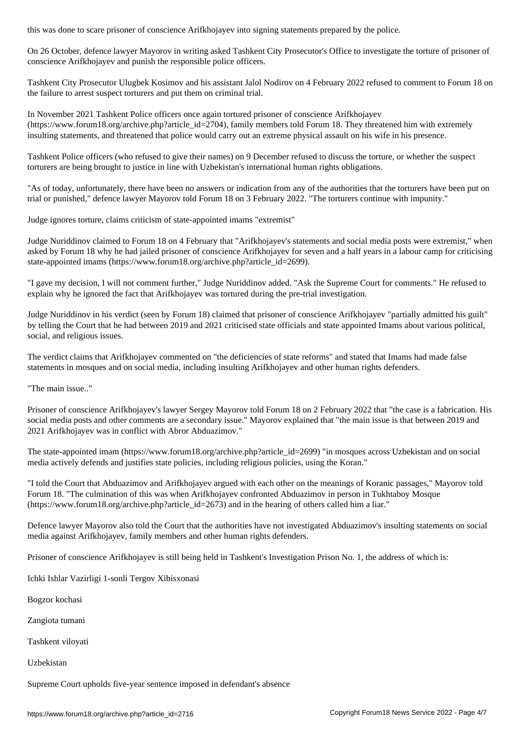this was done to scare prisoner of conscience Arifkhojayev into signing statements prepared by the police.

On 26 October, defence lawyer Mayorov in writing asked Tashkent City Prosecutor's Office to investigate the torture of prisoner of conscience Arifkhojayev and punish the responsible police officers.

Tashkent City Prosecutor Ulugbek Kosimov and his assistant Jalol Nodirov on 4 February 2022 refused to comment to Forum 18 on the failure to arrest suspect torturers and put them on criminal trial.

In November 2021 Tashkent Police officers once again tortured prisoner of conscience Arifkhojayev (https://www.forum18.org/archive.php?article_id=2704), family members told Forum 18. They threatened him with extremely insulting statements, and threatened that police would carry out an extreme physical assault on his wife in his presence.

Tashkent Police officers (who refused to give their names) on 9 December refused to discuss the torture, or whether the suspect torturers are being brought to justice in line with Uzbekistan's international human rights obligations.

"As of today, unfortunately, there have been no answers or indication from any of the authorities that the torturers have been put on trial or punished," defence lawyer Mayorov told Forum 18 on 3 February 2022. "The torturers continue with impunity."

## Judge ignores torture, claims criticism of state-appointed imams "extremist"

Judge Nuriddinov claimed to Forum 18 on 4 February that "Arifkhojayev's statements and social media posts were extremist," when asked by Forum 18 why he had jailed prisoner of conscience Arifkhojayev for seven and a half years in a labour camp for criticising state-appointed imams (https://www.forum18.org/archive.php?article_id=2699).

"I gave my decision, I will not comment further," Judge Nuriddinov added. "Ask the Supreme Court for comments." He refused to explain why he ignored the fact that Arifkhojayev was tortured during the pre-trial investigation.

Judge Nuriddinov in his verdict (seen by Forum 18) claimed that prisoner of conscience Arifkhojayev "partially admitted his guilt" by telling the Court that he had between 2019 and 2021 criticised state officials and state appointed Imams about various political, social, and religious issues.

The verdict claims that Arifkhojayev commented on "the deficiencies of state reforms" and stated that Imams had made false statements in mosques and on social media, including insulting Arifkhojayev and other human rights defenders.

## "The main issue.."

Prisoner of conscience Arifkhojayev's lawyer Sergey Mayorov told Forum 18 on 2 February 2022 that "the case is a fabrication. His social media posts and other comments are a secondary issue." Mayorov explained that "the main issue is that between 2019 and 2021 Arifkhojayev was in conflict with Abror Abduazimov."

The state-appointed imam (https://www.forum18.org/archive.php?article_id=2699) "in mosques across Uzbekistan and on social media actively defends and justifies state policies, including religious policies, using the Koran."

"I told the Court that Abduazimov and Arifkhojayev argued with each other on the meanings of Koranic passages," Mayorov told Forum 18. "The culmination of this was when Arifkhojayev confronted Abduazimov in person in Tukhtaboy Mosque (https://www.forum18.org/archive.php?article_id=2673) and in the hearing of others called him a liar."

Defence lawyer Mayorov also told the Court that the authorities have not investigated Abduazimov's insulting statements on social media against Arifkhojayev, family members and other human rights defenders.

Prisoner of conscience Arifkhojayev is still being held in Tashkent's Investigation Prison No. 1, the address of which is:

Ichki Ishlar Vazirligi 1-sonli Tergov Xibisxonasi

Bogzor kochasi

Zangiota tumani

Tashkent viloyati

Uzbekistan

## Supreme Court upholds five-year sentence imposed in defendant's absence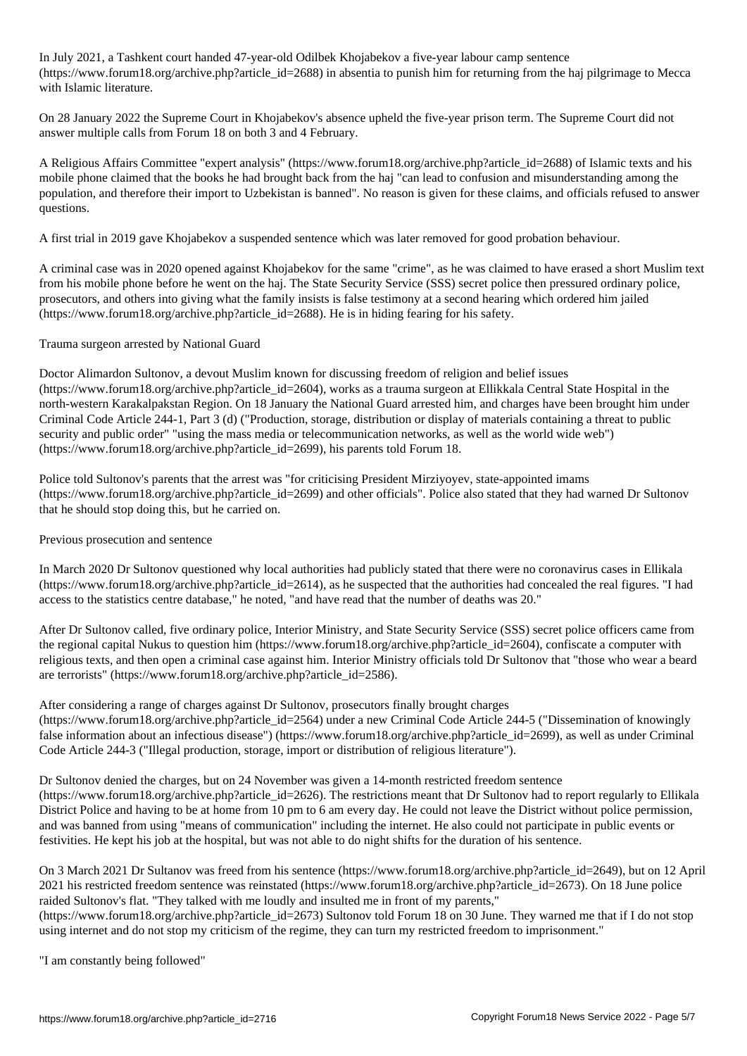In July 2021, a Tashkent court handed 47-year-old Odilbek Khojabekov a five-year labour camp sentence (https://www.forum18.org/archive.php?article_id=2688) in absentia to punish him for returning from the haj pilgrimage to Mecca with Islamic literature.

On 28 January 2022 the Supreme Court in Khojabekov's absence upheld the five-year prison term. The Supreme Court did not answer multiple calls from Forum 18 on both 3 and 4 February.

A Religious Affairs Committee "expert analysis" (https://www.forum18.org/archive.php?article_id=2688) of Islamic texts and his mobile phone claimed that the books he had brought back from the haj "can lead to confusion and misunderstanding among the population, and therefore their import to Uzbekistan is banned". No reason is given for these claims, and officials refused to answer questions.

A first trial in 2019 gave Khojabekov a suspended sentence which was later removed for good probation behaviour.

A criminal case was in 2020 opened against Khojabekov for the same "crime", as he was claimed to have erased a short Muslim text from his mobile phone before he went on the haj. The State Security Service (SSS) secret police then pressured ordinary police, prosecutors, and others into giving what the family insists is false testimony at a second hearing which ordered him jailed (https://www.forum18.org/archive.php?article_id=2688). He is in hiding fearing for his safety.

## Trauma surgeon arrested by National Guard

Doctor Alimardon Sultonov, a devout Muslim known for discussing freedom of religion and belief issues (https://www.forum18.org/archive.php?article_id=2604), works as a trauma surgeon at Ellikkala Central State Hospital in the north-western Karakalpakstan Region. On 18 January the National Guard arrested him, and charges have been brought him under Criminal Code Article 244-1, Part 3 (d) ("Production, storage, distribution or display of materials containing a threat to public security and public order" "using the mass media or telecommunication networks, as well as the world wide web") (https://www.forum18.org/archive.php?article_id=2699), his parents told Forum 18.

Police told Sultonov's parents that the arrest was "for criticising President Mirziyoyev, state-appointed imams (https://www.forum18.org/archive.php?article_id=2699) and other officials". Police also stated that they had warned Dr Sultonov that he should stop doing this, but he carried on.

## Previous prosecution and sentence

In March 2020 Dr Sultonov questioned why local authorities had publicly stated that there were no coronavirus cases in Ellikala (https://www.forum18.org/archive.php?article_id=2614), as he suspected that the authorities had concealed the real figures. "I had access to the statistics centre database," he noted, "and have read that the number of deaths was 20."

After Dr Sultonov called, five ordinary police, Interior Ministry, and State Security Service (SSS) secret police officers came from the regional capital Nukus to question him (https://www.forum18.org/archive.php?article_id=2604), confiscate a computer with religious texts, and then open a criminal case against him. Interior Ministry officials told Dr Sultonov that "those who wear a beard are terrorists" (https://www.forum18.org/archive.php?article_id=2586).

After considering a range of charges against Dr Sultonov, prosecutors finally brought charges (https://www.forum18.org/archive.php?article_id=2564) under a new Criminal Code Article 244-5 ("Dissemination of knowingly false information about an infectious disease") (https://www.forum18.org/archive.php?article_id=2699), as well as under Criminal Code Article 244-3 ("Illegal production, storage, import or distribution of religious literature").

Dr Sultonov denied the charges, but on 24 November was given a 14-month restricted freedom sentence (https://www.forum18.org/archive.php?article_id=2626). The restrictions meant that Dr Sultonov had to report regularly to Ellikala District Police and having to be at home from 10 pm to 6 am every day. He could not leave the District without police permission, and was banned from using "means of communication" including the internet. He also could not participate in public events or festivities. He kept his job at the hospital, but was not able to do night shifts for the duration of his sentence.

On 3 March 2021 Dr Sultanov was freed from his sentence (https://www.forum18.org/archive.php?article_id=2649), but on 12 April 2021 his restricted freedom sentence was reinstated (https://www.forum18.org/archive.php?article_id=2673). On 18 June police raided Sultonov's flat. "They talked with me loudly and insulted me in front of my parents," (https://www.forum18.org/archive.php?article_id=2673) Sultonov told Forum 18 on 30 June. They warned me that if I do not stop using internet and do not stop my criticism of the regime, they can turn my restricted freedom to imprisonment."

## "I am constantly being followed"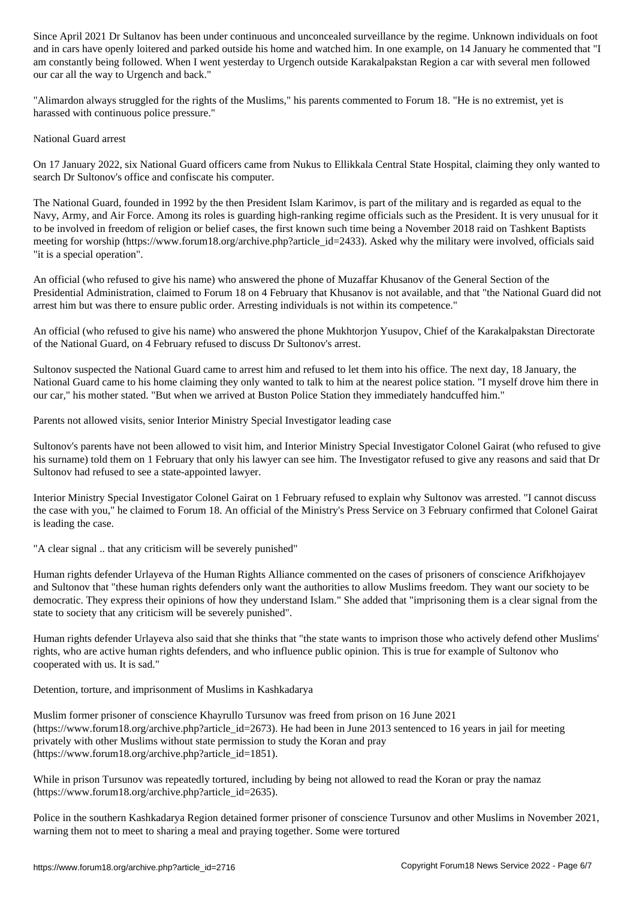Since April 2021 Dr Sultanov has been under continuous and unconcealed surveillance by the regime. Unknown individuals on foot and in cars have openly loitered and parked outside his home and watched him. In one example, on 14 January he commented that "I am constantly being followed. When I went yesterday to Urgench outside Karakalpakstan Region a car with several men followed our car all the way to Urgench and back."

"Alimardon always struggled for the rights of the Muslims," his parents commented to Forum 18. "He is no extremist, yet is harassed with continuous police pressure."

## National Guard arrest

On 17 January 2022, six National Guard officers came from Nukus to Ellikkala Central State Hospital, claiming they only wanted to search Dr Sultonov's office and confiscate his computer.

The National Guard, founded in 1992 by the then President Islam Karimov, is part of the military and is regarded as equal to the Navy, Army, and Air Force. Among its roles is guarding high-ranking regime officials such as the President. It is very unusual for it to be involved in freedom of religion or belief cases, the first known such time being a November 2018 raid on Tashkent Baptists meeting for worship (https://www.forum18.org/archive.php?article_id=2433). Asked why the military were involved, officials said "it is a special operation".

An official (who refused to give his name) who answered the phone of Muzaffar Khusanov of the General Section of the Presidential Administration, claimed to Forum 18 on 4 February that Khusanov is not available, and that "the National Guard did not arrest him but was there to ensure public order. Arresting individuals is not within its competence."

An official (who refused to give his name) who answered the phone Mukhtorjon Yusupov, Chief of the Karakalpakstan Directorate of the National Guard, on 4 February refused to discuss Dr Sultonov's arrest.

Sultonov suspected the National Guard came to arrest him and refused to let them into his office. The next day, 18 January, the National Guard came to his home claiming they only wanted to talk to him at the nearest police station. "I myself drove him there in our car," his mother stated. "But when we arrived at Buston Police Station they immediately handcuffed him."

## Parents not allowed visits, senior Interior Ministry Special Investigator leading case

Sultonov's parents have not been allowed to visit him, and Interior Ministry Special Investigator Colonel Gairat (who refused to give his surname) told them on 1 February that only his lawyer can see him. The Investigator refused to give any reasons and said that Dr Sultonov had refused to see a state-appointed lawyer.

Interior Ministry Special Investigator Colonel Gairat on 1 February refused to explain why Sultonov was arrested. "I cannot discuss the case with you," he claimed to Forum 18. An official of the Ministry's Press Service on 3 February confirmed that Colonel Gairat is leading the case.

## "A clear signal .. that any criticism will be severely punished"

Human rights defender Urlayeva of the Human Rights Alliance commented on the cases of prisoners of conscience Arifkhojayev and Sultonov that "these human rights defenders only want the authorities to allow Muslims freedom. They want our society to be democratic. They express their opinions of how they understand Islam." She added that "imprisoning them is a clear signal from the state to society that any criticism will be severely punished".

Human rights defender Urlayeva also said that she thinks that "the state wants to imprison those who actively defend other Muslims' rights, who are active human rights defenders, and who influence public opinion. This is true for example of Sultonov who cooperated with us. It is sad."

## Detention, torture, and imprisonment of Muslims in Kashkadarya

Muslim former prisoner of conscience Khayrullo Tursunov was freed from prison on 16 June 2021 (https://www.forum18.org/archive.php?article_id=2673). He had been in June 2013 sentenced to 16 years in jail for meeting privately with other Muslims without state permission to study the Koran and pray (https://www.forum18.org/archive.php?article_id=1851).

While in prison Tursunov was repeatedly tortured, including by being not allowed to read the Koran or pray the namaz (https://www.forum18.org/archive.php?article_id=2635).

Police in the southern Kashkadarya Region detained former prisoner of conscience Tursunov and other Muslims in November 2021, warning them not to meet to sharing a meal and praying together. Some were tortured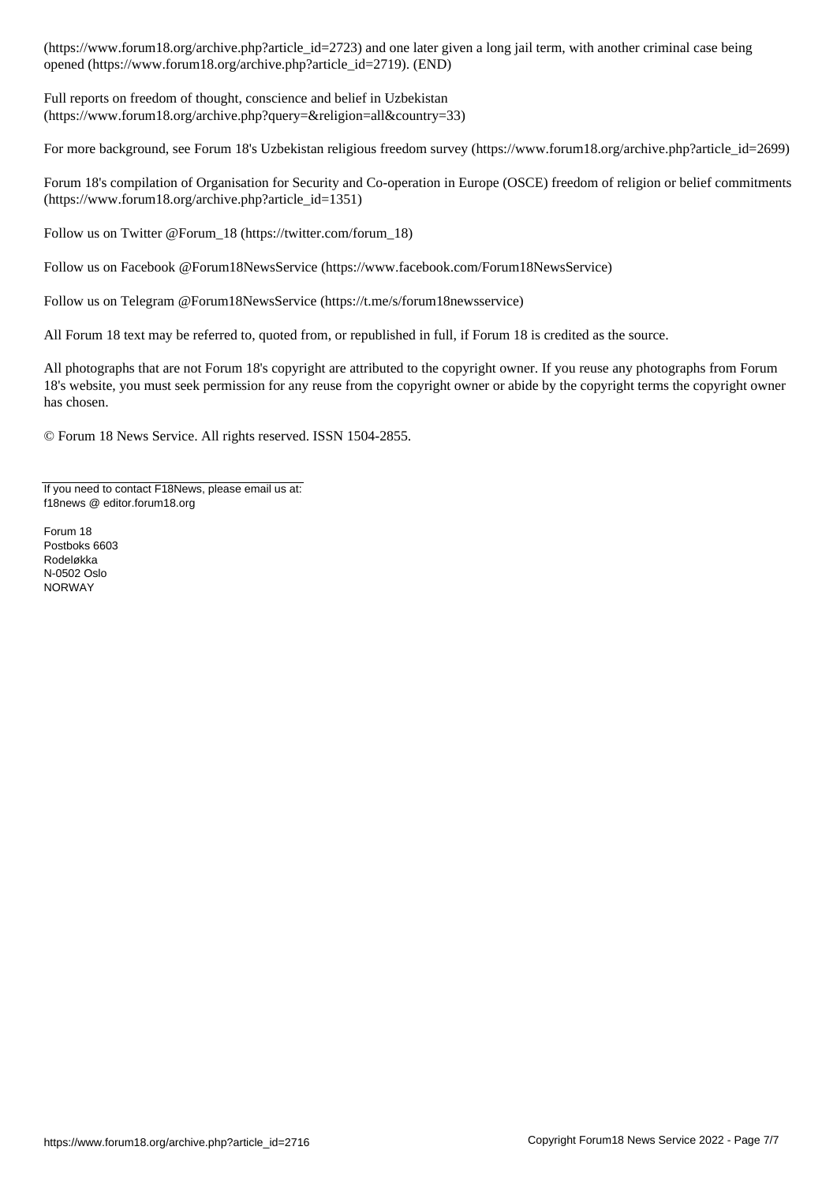(https://www.forum18.org/archive.php?article_id=2723) and one later given a long jail term, with another criminal case being opened (https://www.forum18.org/archive.php?article_id=2719). (END)

Full reports on freedom of thought, conscience and belief in Uzbekistan (https://www.forum18.org/archive.php?query=&religion=all&country=33)

For more background, see Forum 18's Uzbekistan religious freedom survey (https://www.forum18.org/archive.php?article_id=2699)

Forum 18's compilation of Organisation for Security and Co-operation in Europe (OSCE) freedom of religion or belief commitments (https://www.forum18.org/archive.php?article_id=1351)

Follow us on Twitter @Forum_18 (https://twitter.com/forum_18)

Follow us on Facebook @Forum18NewsService (https://www.facebook.com/Forum18NewsService)

Follow us on Telegram @Forum18NewsService (https://t.me/s/forum18newsservice)

All Forum 18 text may be referred to, quoted from, or republished in full, if Forum 18 is credited as the source.

All photographs that are not Forum 18's copyright are attributed to the copyright owner. If you reuse any photographs from Forum 18's website, you must seek permission for any reuse from the copyright owner or abide by the copyright terms the copyright owner has chosen.

© Forum 18 News Service. All rights reserved. ISSN 1504-2855.

If you need to contact F18News, please email us at:
f18news @ editor.forum18.org

Forum 18
Postboks 6603
Rodeløkka
N-0502 Oslo
NORWAY